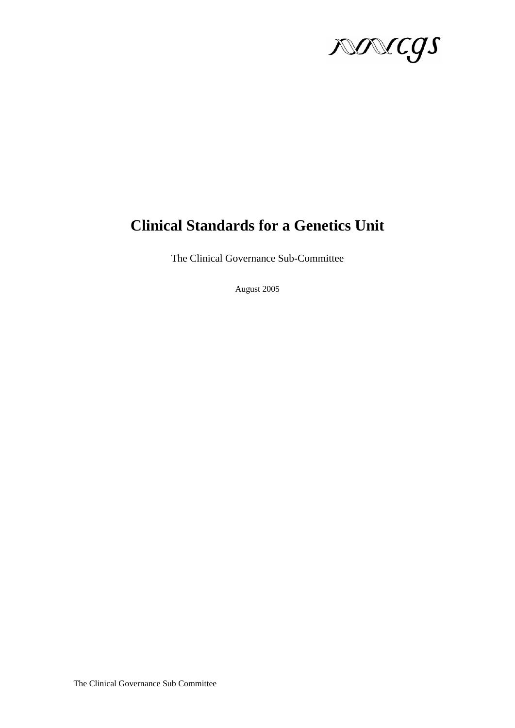# Clinical Standards for a Genetics Unit

The Clinical Governance Sub-Committee

August 2005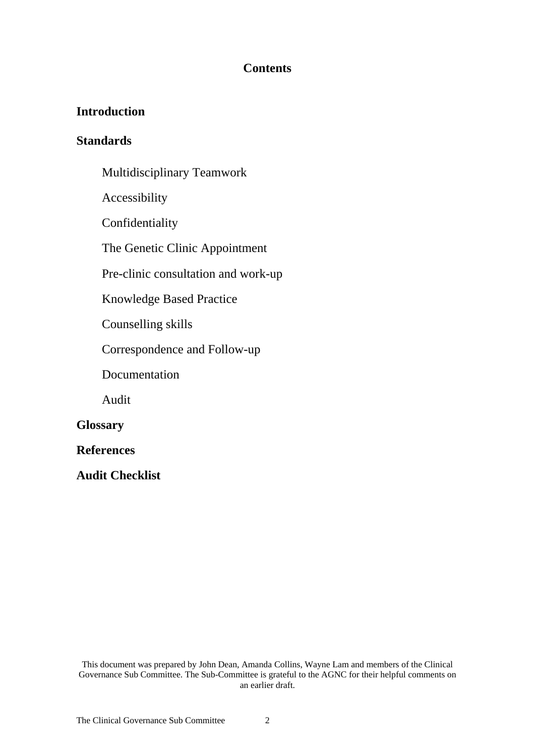# Contents

**Introduction**

**Standards**

- Multidisciplinary Teamwork
- Accessibility
- Confidentiality
- The Genetic Clinic Appointment
- Pre-clinic consultation and work-up
- Knowledge Based Practice
- Counselling skills
- Correspondence and Follow-up
- Documentation
- Audit

**Glossary**

**References**

**Audit Checklist**

This document was prepared by John Dean, Amanda Collins, Wayne Lam and members of the Clinical Governance Sub Committee. The Sub-Committee is grateful to the AGNC for their helpful comments on an earlier draft.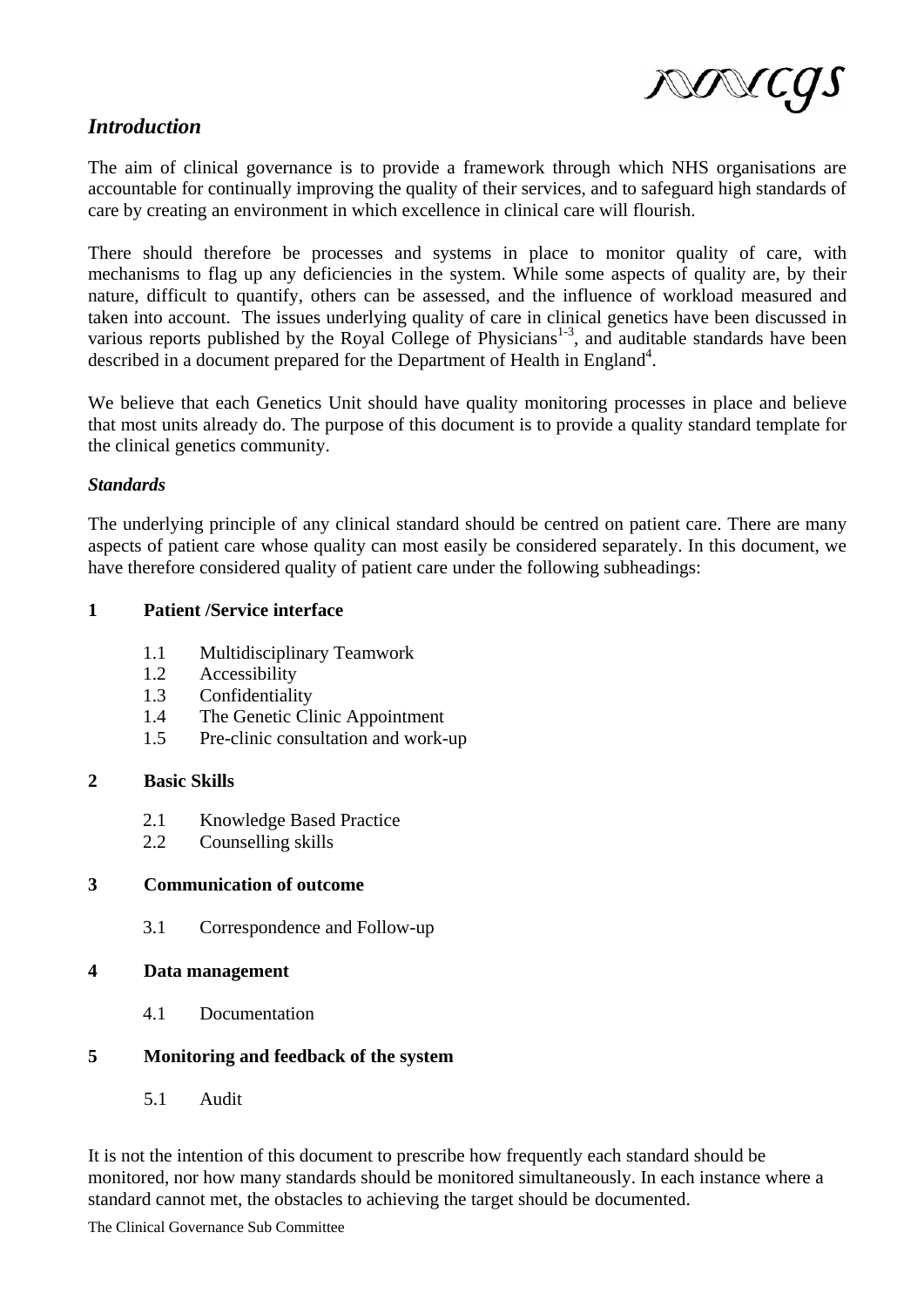## *Introduction*

The aim of clinical governance is to provide a framework through which NHS organisations are accountable for continually improving the quality of their services, and to safeguard high standards of care by creating an environment in which excellence in clinical care will flourish.

There should therefore be processes and systems in place to monitor quality of care, with mechanisms to flag up any deficiencies in the system. While some aspects of quality are, by their nature, difficult to quantify, others can be assessed, and the influence of workload measured and taken into account. The issues underlying quality of care in clinical genetics have been discussed in various reports published by the Royal College of Physicians[1-3], and auditable standards have been described in a document prepared for the Department of Health in England[4].

We believe that each Genetics Unit should have quality monitoring processes in place and believe that most units already do. The purpose of this document is to provide a quality standard template for the clinical genetics community.

### *Standards*

The underlying principle of any clinical standard should be centred on patient care. There are many aspects of patient care whose quality can most easily be considered separately. In this document, we have therefore considered quality of patient care under the following subheadings:

**1 Patient /Service interface**

- 1.1 Multidisciplinary Teamwork
- 1.2 Accessibility
- 1.3 Confidentiality
- 1.4 The Genetic Clinic Appointment
- 1.5 Pre-clinic consultation and work-up

**2 Basic Skills**

- 2.1 Knowledge Based Practice
- 2.2 Counselling skills

**3 Communication of outcome**

- 3.1 Correspondence and Follow-up

**4 Data management**

- 4.1 Documentation

**5 Monitoring and feedback of the system**

- 5.1 Audit

It is not the intention of this document to prescribe how frequently each standard should be monitored, nor how many standards should be monitored simultaneously. In each instance where a standard cannot met, the obstacles to achieving the target should be documented.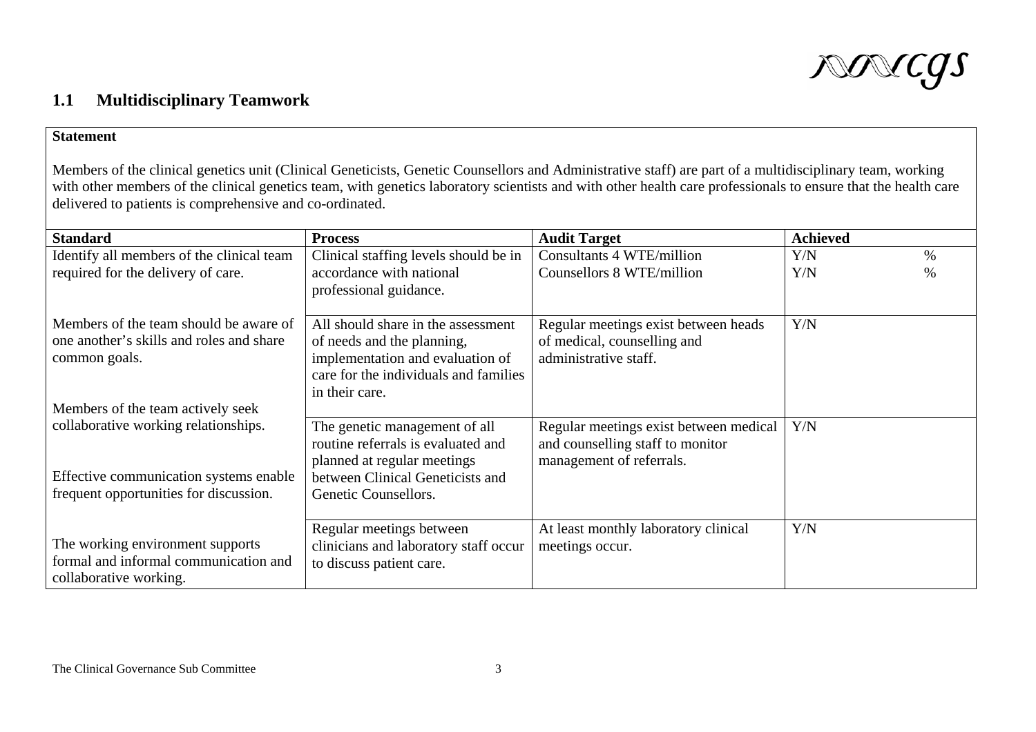## 1.1 Multidisciplinary Teamwork

**Statement**

Members of the clinical genetics unit (Clinical Geneticists, Genetic Counsellors and Administrative staff) are part of a multidisciplinary team, working with other members of the clinical genetics team, with genetics laboratory scientists and with other health care professionals to ensure that the health care delivered to patients is comprehensive and co-ordinated.

| Standard | Process | Audit Target | Achieved |
|---|---|---|---|
| Identify all members of the clinical team required for the delivery of care. | Clinical staffing levels should be in accordance with national professional guidance. | Consultants 4 WTE/million<br>Counsellors 8 WTE/million | Y/N %<br>Y/N % |
| Members of the team should be aware of one another's skills and roles and share common goals.<br><br>Members of the team actively seek collaborative working relationships.<br><br>Effective communication systems enable frequent opportunities for discussion.<br><br>The working environment supports formal and informal communication and collaborative working. | All should share in the assessment of needs and the planning, implementation and evaluation of care for the individuals and families in their care. | Regular meetings exist between heads of medical, counselling and administrative staff. | Y/N |
| | The genetic management of all routine referrals is evaluated and planned at regular meetings between Clinical Geneticists and Genetic Counsellors. | Regular meetings exist between medical and counselling staff to monitor management of referrals. | Y/N |
| | Regular meetings between clinicians and laboratory staff occur to discuss patient care. | At least monthly laboratory clinical meetings occur. | Y/N |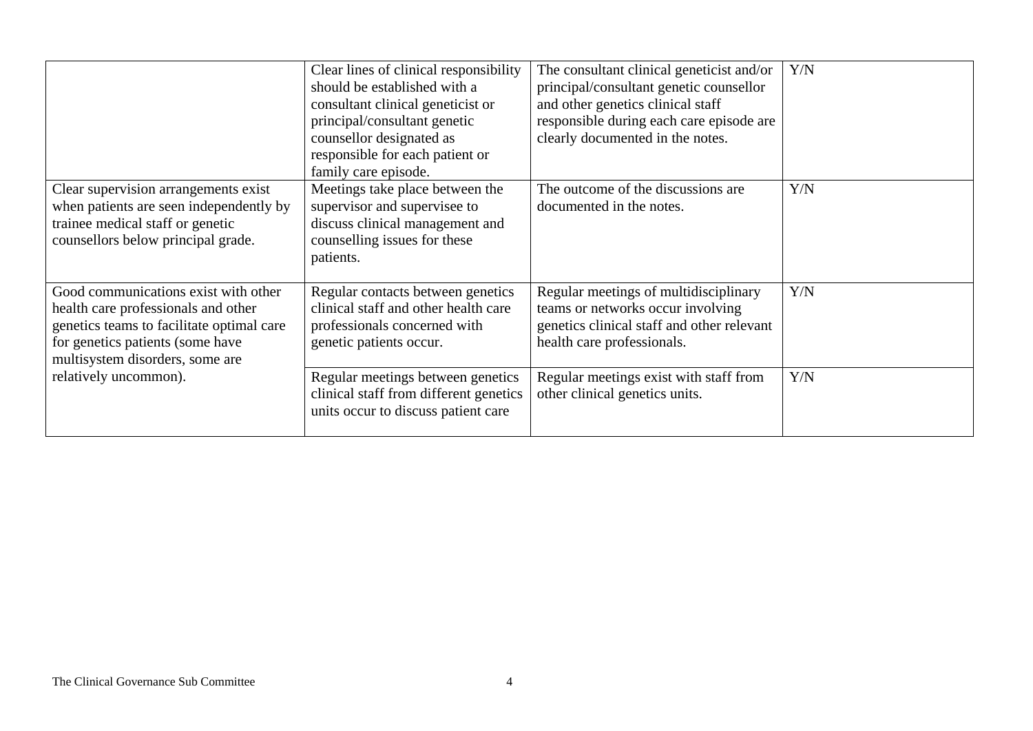| | | | |
|---|---|---|---|
| | Clear lines of clinical responsibility should be established with a consultant clinical geneticist or principal/consultant genetic counsellor designated as responsible for each patient or family care episode. | The consultant clinical geneticist and/or principal/consultant genetic counsellor and other genetics clinical staff responsible during each care episode are clearly documented in the notes. | Y/N |
| Clear supervision arrangements exist when patients are seen independently by trainee medical staff or genetic counsellors below principal grade. | Meetings take place between the supervisor and supervisee to discuss clinical management and counselling issues for these patients. | The outcome of the discussions are documented in the notes. | Y/N |
| Good communications exist with other health care professionals and other genetics teams to facilitate optimal care for genetics patients (some have multisystem disorders, some are relatively uncommon). | Regular contacts between genetics clinical staff and other health care professionals concerned with genetic patients occur. | Regular meetings of multidisciplinary teams or networks occur involving genetics clinical staff and other relevant health care professionals. | Y/N |
| | Regular meetings between genetics clinical staff from different genetics units occur to discuss patient care | Regular meetings exist with staff from other clinical genetics units. | Y/N |

The Clinical Governance Sub Committee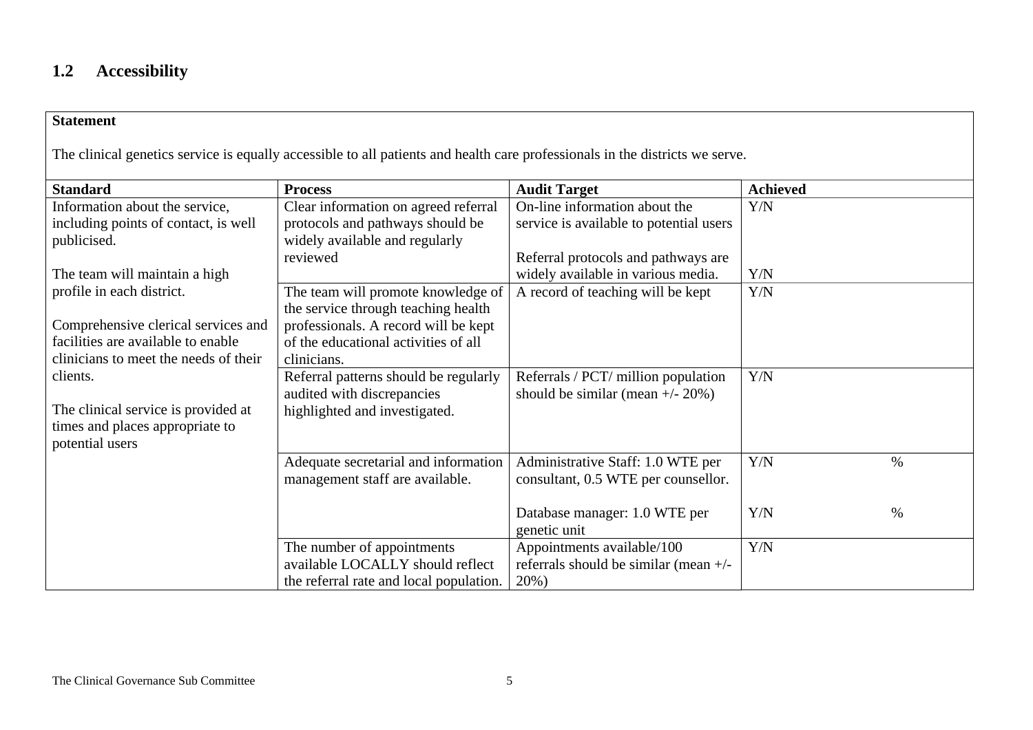## 1.2 Accessibility

**Statement**

The clinical genetics service is equally accessible to all patients and health care professionals in the districts we serve.

| Standard | Process | Audit Target | Achieved | |
|---|---|---|---|---|
| Information about the service, including points of contact, is well publicised.<br><br>The team will maintain a high profile in each district.<br><br>Comprehensive clerical services and facilities are available to enable clinicians to meet the needs of their clients.<br><br>The clinical service is provided at times and places appropriate to potential users | Clear information on agreed referral protocols and pathways should be widely available and regularly reviewed | On-line information about the service is available to potential users | Y/N | |
| | | Referral protocols and pathways are widely available in various media. | Y/N | |
| | The team will promote knowledge of the service through teaching health professionals. A record will be kept of the educational activities of all clinicians. | A record of teaching will be kept | Y/N | |
| | Referral patterns should be regularly audited with discrepancies highlighted and investigated. | Referrals / PCT/ million population should be similar (mean +/- 20%) | Y/N | |
| | Adequate secretarial and information management staff are available. | Administrative Staff: 1.0 WTE per consultant, 0.5 WTE per counsellor. | Y/N | % |
| | | Database manager: 1.0 WTE per genetic unit | Y/N | % |
| | The number of appointments available LOCALLY should reflect the referral rate and local population. | Appointments available/100 referrals should be similar (mean +/- 20%) | Y/N | |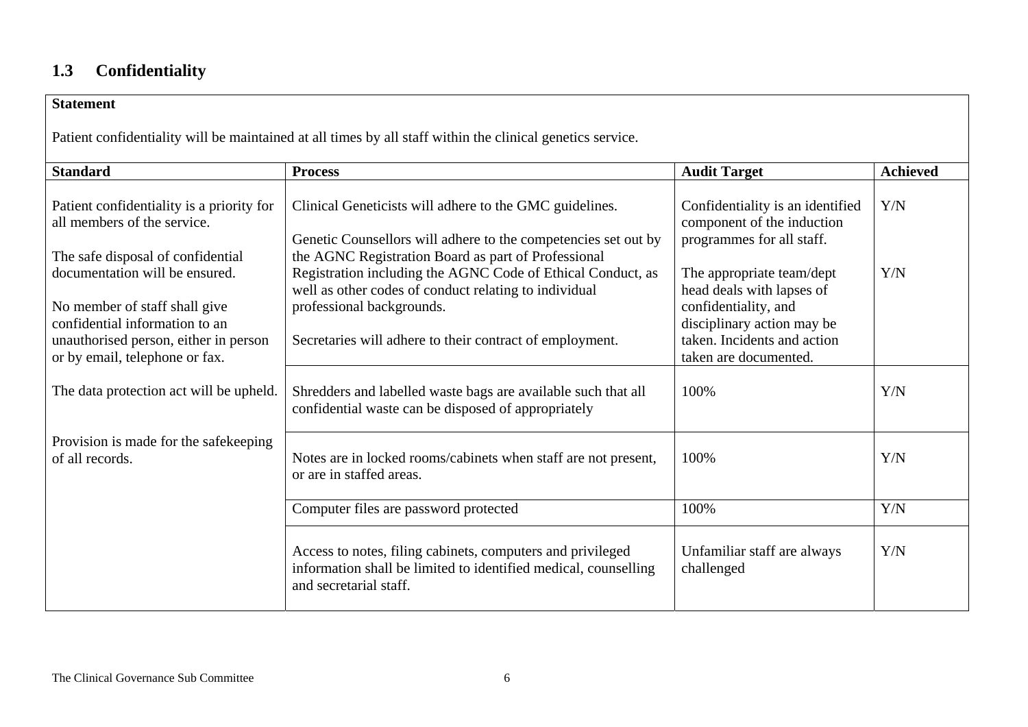## 1.3 Confidentiality

**Statement**

Patient confidentiality will be maintained at all times by all staff within the clinical genetics service.

| Standard | Process | Audit Target | Achieved |
|---|---|---|---|
| Patient confidentiality is a priority for all members of the service.<br><br>The safe disposal of confidential documentation will be ensured.<br><br>No member of staff shall give confidential information to an unauthorised person, either in person or by email, telephone or fax.<br><br>The data protection act will be upheld.<br><br>Provision is made for the safekeeping of all records. | Clinical Geneticists will adhere to the GMC guidelines.<br><br>Genetic Counsellors will adhere to the competencies set out by the AGNC Registration Board as part of Professional Registration including the AGNC Code of Ethical Conduct, as well as other codes of conduct relating to individual professional backgrounds.<br><br>Secretaries will adhere to their contract of employment. | Confidentiality is an identified component of the induction programmes for all staff.<br><br>The appropriate team/dept head deals with lapses of confidentiality, and disciplinary action may be taken. Incidents and action taken are documented. | Y/N<br><br>Y/N |
| | Shredders and labelled waste bags are available such that all confidential waste can be disposed of appropriately | 100% | Y/N |
| | Notes are in locked rooms/cabinets when staff are not present, or are in staffed areas. | 100% | Y/N |
| | Computer files are password protected | 100% | Y/N |
| | Access to notes, filing cabinets, computers and privileged information shall be limited to identified medical, counselling and secretarial staff. | Unfamiliar staff are always challenged | Y/N |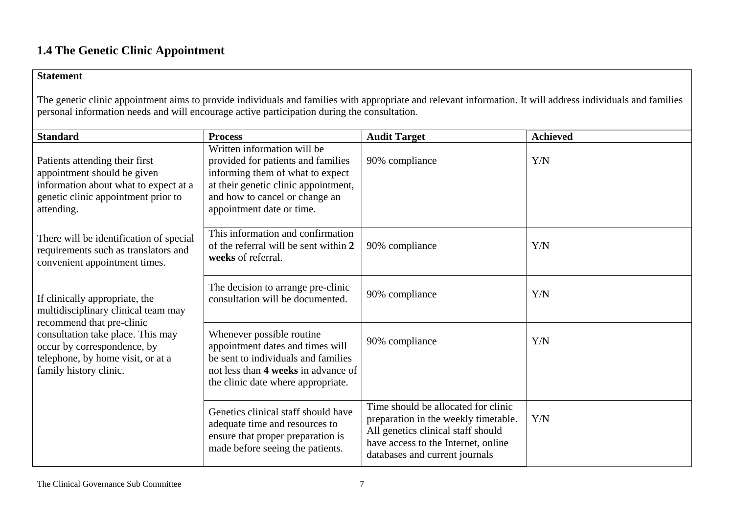## 1.4 The Genetic Clinic Appointment

**Statement**

The genetic clinic appointment aims to provide individuals and families with appropriate and relevant information. It will address individuals and families personal information needs and will encourage active participation during the consultation.

| Standard | Process | Audit Target | Achieved |
|---|---|---|---|
| Patients attending their first appointment should be given information about what to expect at a genetic clinic appointment prior to attending.<br><br>There will be identification of special requirements such as translators and convenient appointment times.<br><br>If clinically appropriate, the multidisciplinary clinical team may recommend that pre-clinic consultation take place. This may occur by correspondence, by telephone, by home visit, or at a family history clinic. | Written information will be provided for patients and families informing them of what to expect at their genetic clinic appointment, and how to cancel or change an appointment date or time. | 90% compliance | Y/N |
| | This information and confirmation of the referral will be sent within **2 weeks** of referral. | 90% compliance | Y/N |
| | The decision to arrange pre-clinic consultation will be documented. | 90% compliance | Y/N |
| | Whenever possible routine appointment dates and times will be sent to individuals and families not less than **4 weeks** in advance of the clinic date where appropriate. | 90% compliance | Y/N |
| | Genetics clinical staff should have adequate time and resources to ensure that proper preparation is made before seeing the patients. | Time should be allocated for clinic preparation in the weekly timetable. All genetics clinical staff should have access to the Internet, online databases and current journals | Y/N |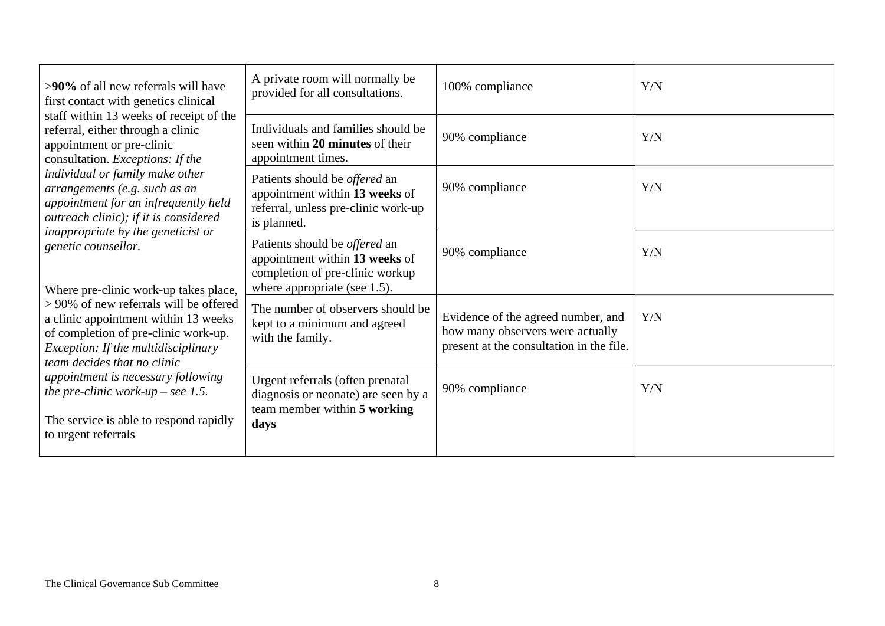| | | | |
|---|---|---|---|
| >**90%** of all new referrals will have first contact with genetics clinical staff within 13 weeks of receipt of the referral, either through a clinic appointment or pre-clinic consultation. *Exceptions: If the individual or family make other arrangements (e.g. such as an appointment for an infrequently held outreach clinic); if it is considered inappropriate by the geneticist or genetic counsellor.*<br><br>Where pre-clinic work-up takes place, > 90% of new referrals will be offered a clinic appointment within 13 weeks of completion of pre-clinic work-up. *Exception: If the multidisciplinary team decides that no clinic appointment is necessary following the pre-clinic work-up – see 1.5.*<br><br>The service is able to respond rapidly to urgent referrals | A private room will normally be provided for all consultations. | 100% compliance | Y/N |
| | Individuals and families should be seen within **20 minutes** of their appointment times. | 90% compliance | Y/N |
| | Patients should be *offered* an appointment within **13 weeks** of referral, unless pre-clinic work-up is planned. | 90% compliance | Y/N |
| | Patients should be *offered* an appointment within **13 weeks** of completion of pre-clinic workup where appropriate (see 1.5). | 90% compliance | Y/N |
| | The number of observers should be kept to a minimum and agreed with the family. | Evidence of the agreed number, and how many observers were actually present at the consultation in the file. | Y/N |
| | Urgent referrals (often prenatal diagnosis or neonate) are seen by a team member within **5 working days** | 90% compliance | Y/N |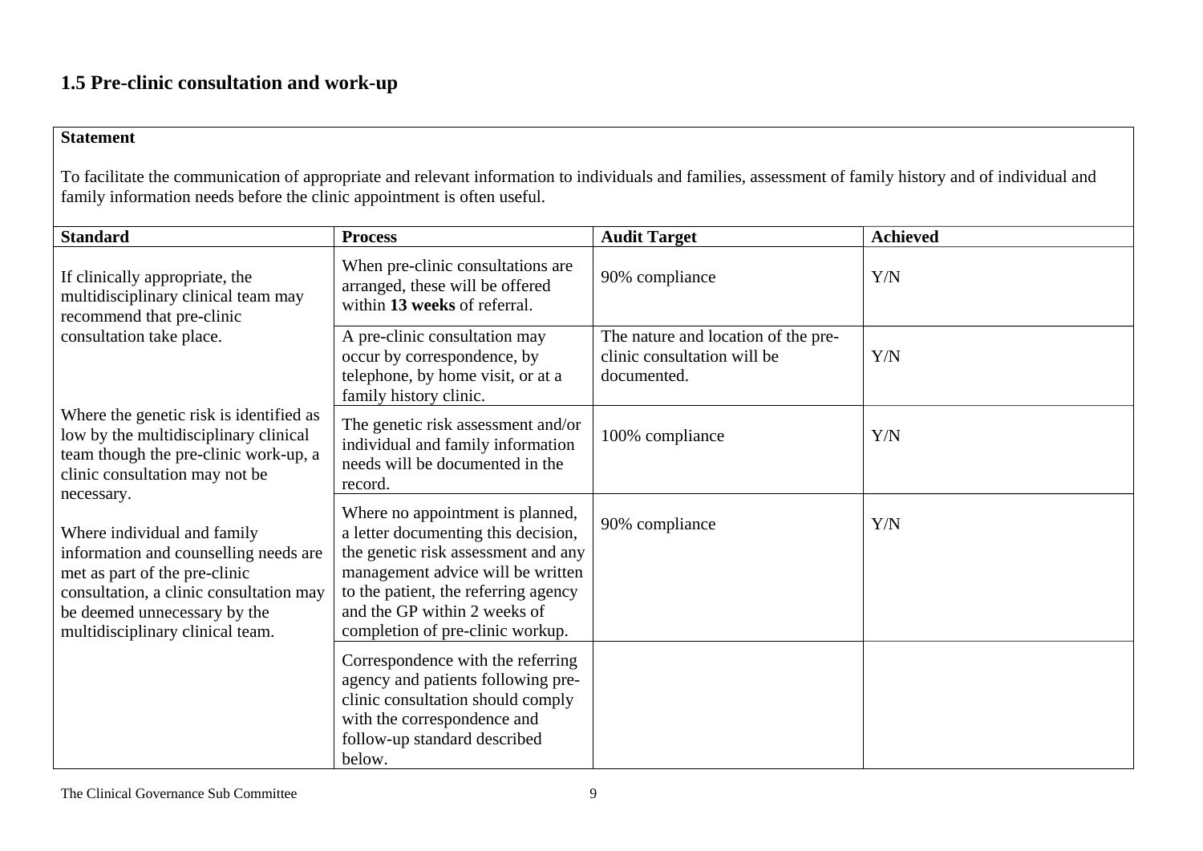## 1.5 Pre-clinic consultation and work-up

**Statement**

To facilitate the communication of appropriate and relevant information to individuals and families, assessment of family history and of individual and family information needs before the clinic appointment is often useful.

| **Standard** | **Process** | **Audit Target** | **Achieved** |
|---|---|---|---|
| If clinically appropriate, the multidisciplinary clinical team may recommend that pre-clinic consultation take place. | When pre-clinic consultations are arranged, these will be offered within **13 weeks** of referral. | 90% compliance | Y/N |
| | A pre-clinic consultation may occur by correspondence, by telephone, by home visit, or at a family history clinic. | The nature and location of the pre-clinic consultation will be documented. | Y/N |
| Where the genetic risk is identified as low by the multidisciplinary clinical team though the pre-clinic work-up, a clinic consultation may not be necessary. | The genetic risk assessment and/or individual and family information needs will be documented in the record. | 100% compliance | Y/N |
| Where individual and family information and counselling needs are met as part of the pre-clinic consultation, a clinic consultation may be deemed unnecessary by the multidisciplinary clinical team. | Where no appointment is planned, a letter documenting this decision, the genetic risk assessment and any management advice will be written to the patient, the referring agency and the GP within 2 weeks of completion of pre-clinic workup. | 90% compliance | Y/N |
| | Correspondence with the referring agency and patients following pre-clinic consultation should comply with the correspondence and follow-up standard described below. | | |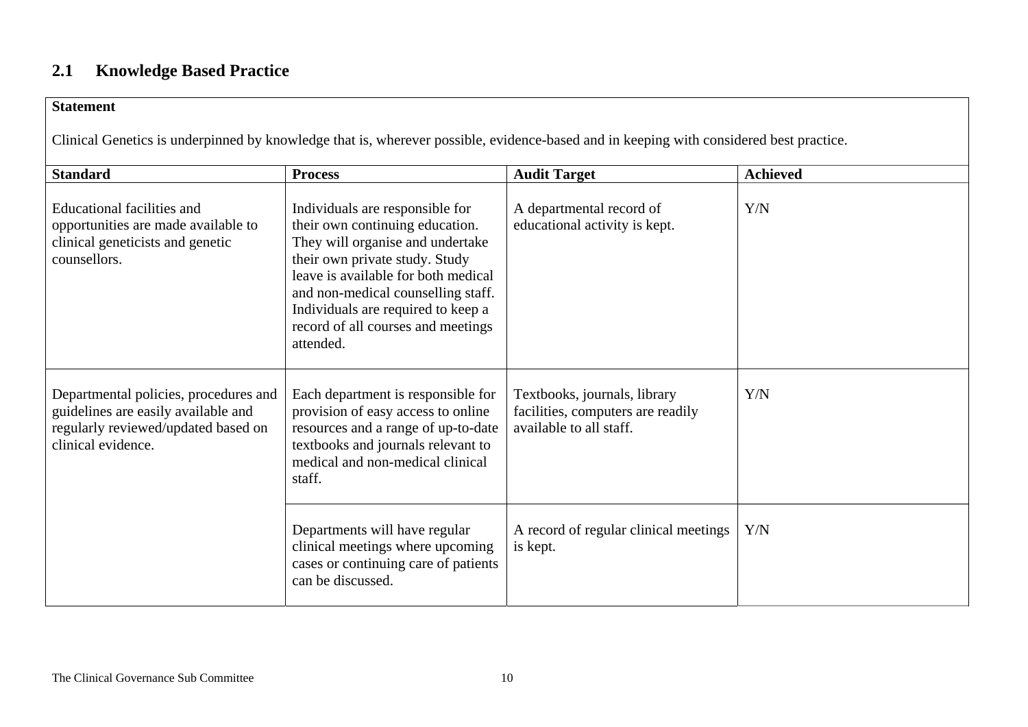## 2.1 Knowledge Based Practice

**Statement**

Clinical Genetics is underpinned by knowledge that is, wherever possible, evidence-based and in keeping with considered best practice.

| Standard | Process | Audit Target | Achieved |
|---|---|---|---|
| Educational facilities and opportunities are made available to clinical geneticists and genetic counsellors. | Individuals are responsible for their own continuing education. They will organise and undertake their own private study. Study leave is available for both medical and non-medical counselling staff. Individuals are required to keep a record of all courses and meetings attended. | A departmental record of educational activity is kept. | Y/N |
| Departmental policies, procedures and guidelines are easily available and regularly reviewed/updated based on clinical evidence. | Each department is responsible for provision of easy access to online resources and a range of up-to-date textbooks and journals relevant to medical and non-medical clinical staff. | Textbooks, journals, library facilities, computers are readily available to all staff. | Y/N |
| | Departments will have regular clinical meetings where upcoming cases or continuing care of patients can be discussed. | A record of regular clinical meetings is kept. | Y/N |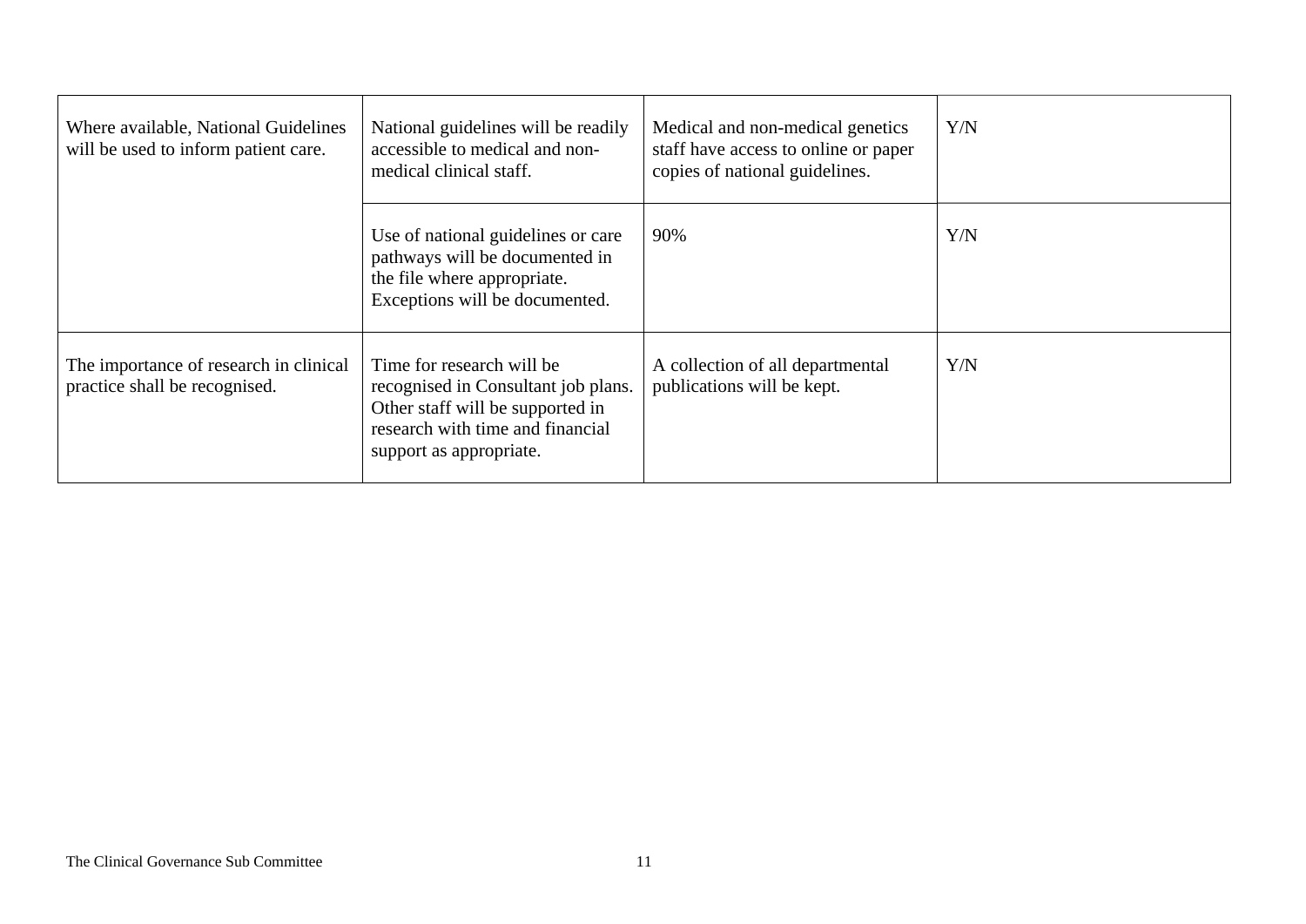| | | | |
|---|---|---|---|
| Where available, National Guidelines will be used to inform patient care. | National guidelines will be readily accessible to medical and non-medical clinical staff. | Medical and non-medical genetics staff have access to online or paper copies of national guidelines. | Y/N |
| | Use of national guidelines or care pathways will be documented in the file where appropriate. Exceptions will be documented. | 90% | Y/N |
| The importance of research in clinical practice shall be recognised. | Time for research will be recognised in Consultant job plans. Other staff will be supported in research with time and financial support as appropriate. | A collection of all departmental publications will be kept. | Y/N |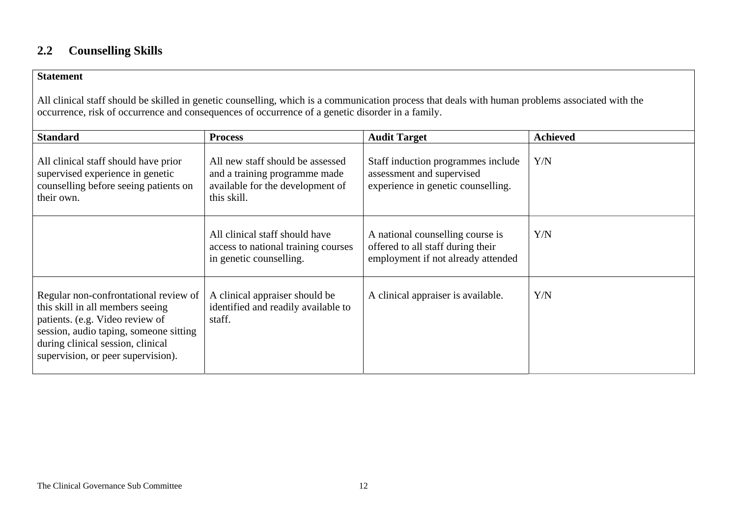## 2.2 Counselling Skills

**Statement**

All clinical staff should be skilled in genetic counselling, which is a communication process that deals with human problems associated with the occurrence, risk of occurrence and consequences of occurrence of a genetic disorder in a family.

| Standard | Process | Audit Target | Achieved |
|---|---|---|---|
| All clinical staff should have prior supervised experience in genetic counselling before seeing patients on their own. | All new staff should be assessed and a training programme made available for the development of this skill. | Staff induction programmes include assessment and supervised experience in genetic counselling. | Y/N |
| | All clinical staff should have access to national training courses in genetic counselling. | A national counselling course is offered to all staff during their employment if not already attended | Y/N |
| Regular non-confrontational review of this skill in all members seeing patients. (e.g. Video review of session, audio taping, someone sitting during clinical session, clinical supervision, or peer supervision). | A clinical appraiser should be identified and readily available to staff. | A clinical appraiser is available. | Y/N |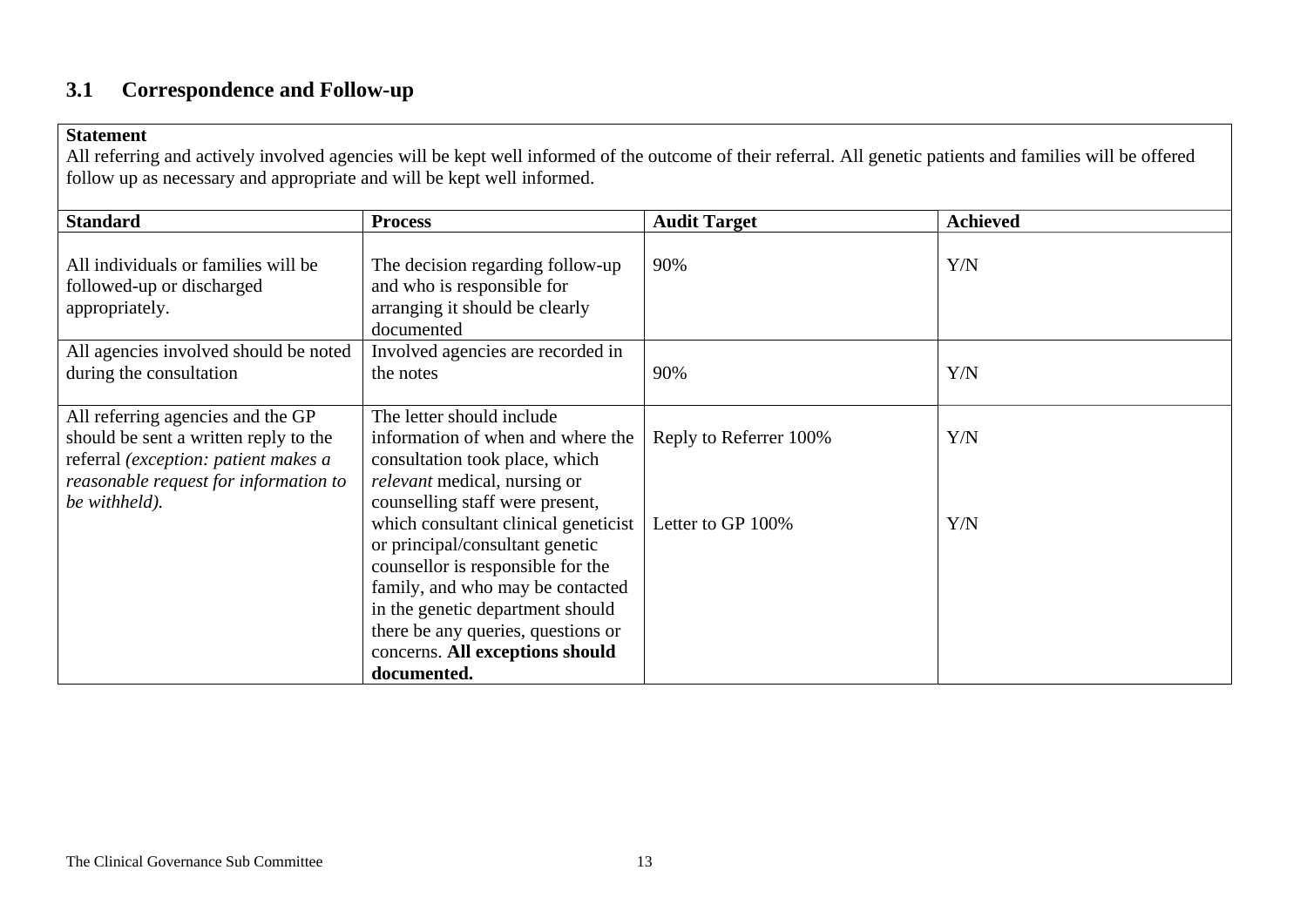## 3.1 Correspondence and Follow-up

**Statement**
All referring and actively involved agencies will be kept well informed of the outcome of their referral. All genetic patients and families will be offered follow up as necessary and appropriate and will be kept well informed.

| Standard | Process | Audit Target | Achieved |
|---|---|---|---|
| All individuals or families will be followed-up or discharged appropriately. | The decision regarding follow-up and who is responsible for arranging it should be clearly documented | 90% | Y/N |
| All agencies involved should be noted during the consultation | Involved agencies are recorded in the notes | 90% | Y/N |
| All referring agencies and the GP should be sent a written reply to the referral *(exception: patient makes a reasonable request for information to be withheld).* | The letter should include information of when and where the consultation took place, which *relevant* medical, nursing or counselling staff were present, which consultant clinical geneticist or principal/consultant genetic counsellor is responsible for the family, and who may be contacted in the genetic department should there be any queries, questions or concerns. **All exceptions should documented.** | Reply to Referrer 100%<br><br>Letter to GP 100% | Y/N<br><br>Y/N |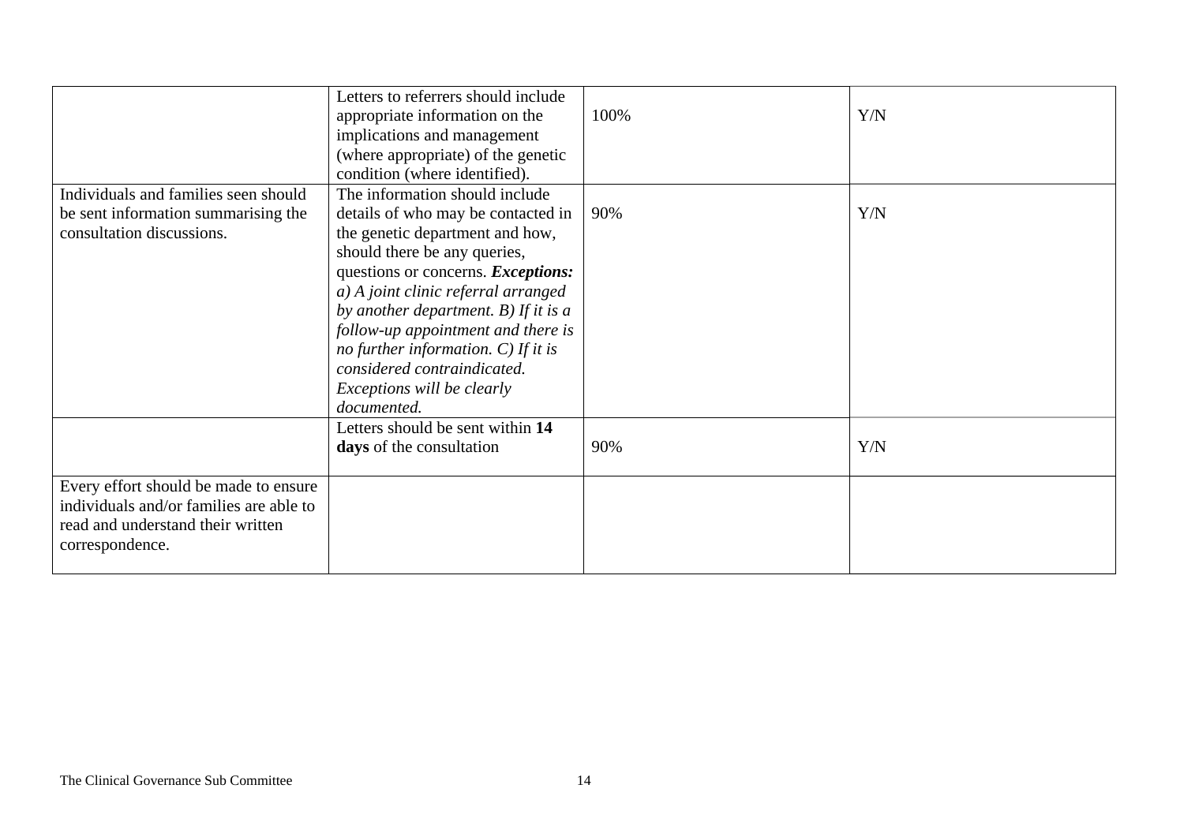| | | | |
|---|---|---|---|
| | Letters to referrers should include appropriate information on the implications and management (where appropriate) of the genetic condition (where identified). | 100% | Y/N |
| Individuals and families seen should be sent information summarising the consultation discussions. | The information should include details of who may be contacted in the genetic department and how, should there be any queries, questions or concerns. ***Exceptions:*** *a) A joint clinic referral arranged by another department. B) If it is a follow-up appointment and there is no further information. C) If it is considered contraindicated. Exceptions will be clearly documented.* | 90% | Y/N |
| | Letters should be sent within **14 days** of the consultation | 90% | Y/N |
| Every effort should be made to ensure individuals and/or families are able to read and understand their written correspondence. | | | |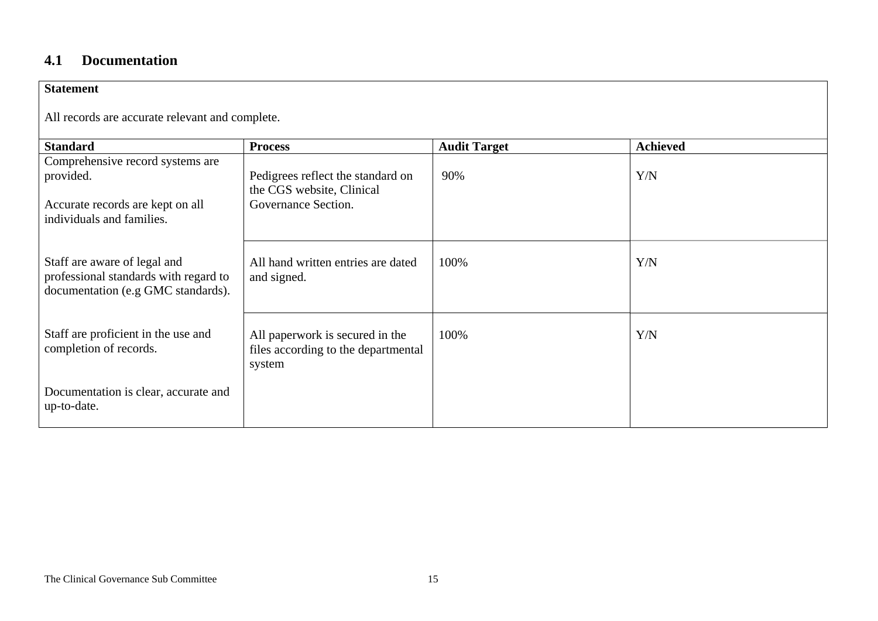## 4.1 Documentation

| **Statement**<br><br>All records are accurate relevant and complete. | | | |
|---|---|---|---|
| **Standard** | **Process** | **Audit Target** | **Achieved** |
| Comprehensive record systems are provided.<br><br>Accurate records are kept on all individuals and families. | Pedigrees reflect the standard on the CGS website, Clinical Governance Section. | 90% | Y/N |
| Staff are aware of legal and professional standards with regard to documentation (e.g GMC standards). | All hand written entries are dated and signed. | 100% | Y/N |
| Staff are proficient in the use and completion of records.<br><br>Documentation is clear, accurate and up-to-date. | All paperwork is secured in the files according to the departmental system | 100% | Y/N |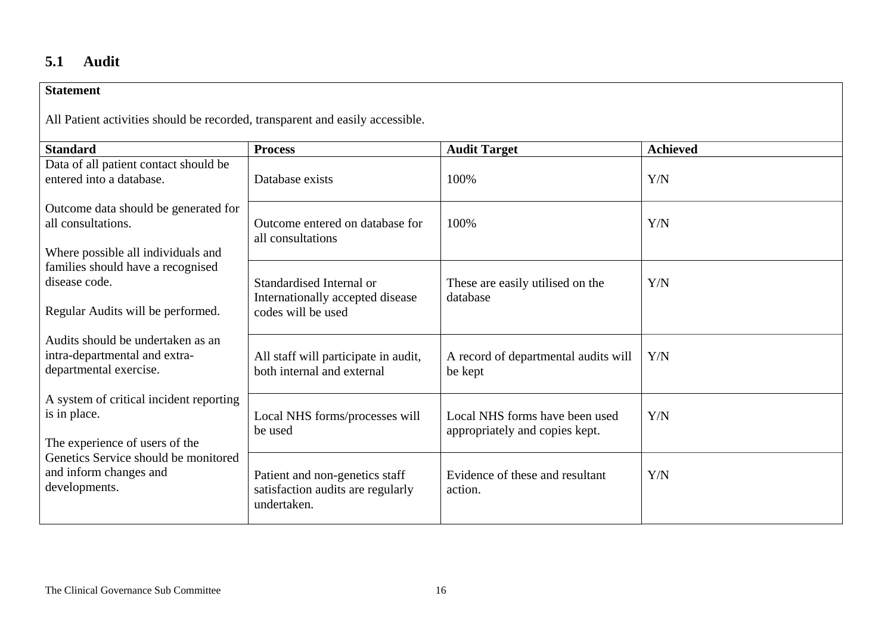## 5.1 Audit

**Statement**

All Patient activities should be recorded, transparent and easily accessible.

| Standard | Process | Audit Target | Achieved |
|---|---|---|---|
| Data of all patient contact should be entered into a database. | Database exists | 100% | Y/N |
| Outcome data should be generated for all consultations. | Outcome entered on database for all consultations | 100% | Y/N |
| Where possible all individuals and families should have a recognised disease code. | Standardised Internal or Internationally accepted disease codes will be used | These are easily utilised on the database | Y/N |
| Regular Audits will be performed. Audits should be undertaken as an intra-departmental and extra-departmental exercise. | All staff will participate in audit, both internal and external | A record of departmental audits will be kept | Y/N |
| A system of critical incident reporting is in place. | Local NHS forms/processes will be used | Local NHS forms have been used appropriately and copies kept. | Y/N |
| The experience of users of the Genetics Service should be monitored and inform changes and developments. | Patient and non-genetics staff satisfaction audits are regularly undertaken. | Evidence of these and resultant action. | Y/N |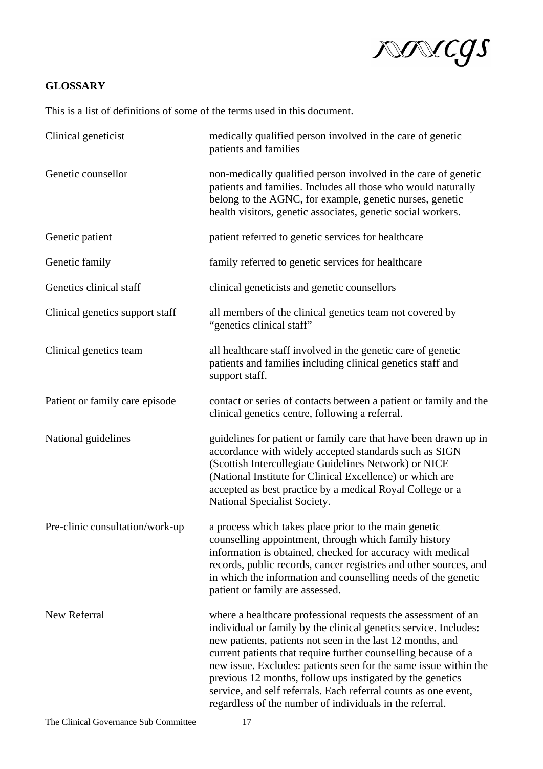## GLOSSARY

This is a list of definitions of some of the terms used in this document.

| Term | Definition |
|---|---|
| Clinical geneticist | medically qualified person involved in the care of genetic patients and families |
| Genetic counsellor | non-medically qualified person involved in the care of genetic patients and families. Includes all those who would naturally belong to the AGNC, for example, genetic nurses, genetic health visitors, genetic associates, genetic social workers. |
| Genetic patient | patient referred to genetic services for healthcare |
| Genetic family | family referred to genetic services for healthcare |
| Genetics clinical staff | clinical geneticists and genetic counsellors |
| Clinical genetics support staff | all members of the clinical genetics team not covered by "genetics clinical staff" |
| Clinical genetics team | all healthcare staff involved in the genetic care of genetic patients and families including clinical genetics staff and support staff. |
| Patient or family care episode | contact or series of contacts between a patient or family and the clinical genetics centre, following a referral. |
| National guidelines | guidelines for patient or family care that have been drawn up in accordance with widely accepted standards such as SIGN (Scottish Intercollegiate Guidelines Network) or NICE (National Institute for Clinical Excellence) or which are accepted as best practice by a medical Royal College or a National Specialist Society. |
| Pre-clinic consultation/work-up | a process which takes place prior to the main genetic counselling appointment, through which family history information is obtained, checked for accuracy with medical records, public records, cancer registries and other sources, and in which the information and counselling needs of the genetic patient or family are assessed. |
| New Referral | where a healthcare professional requests the assessment of an individual or family by the clinical genetics service. Includes: new patients, patients not seen in the last 12 months, and current patients that require further counselling because of a new issue. Excludes: patients seen for the same issue within the previous 12 months, follow ups instigated by the genetics service, and self referrals. Each referral counts as one event, regardless of the number of individuals in the referral. |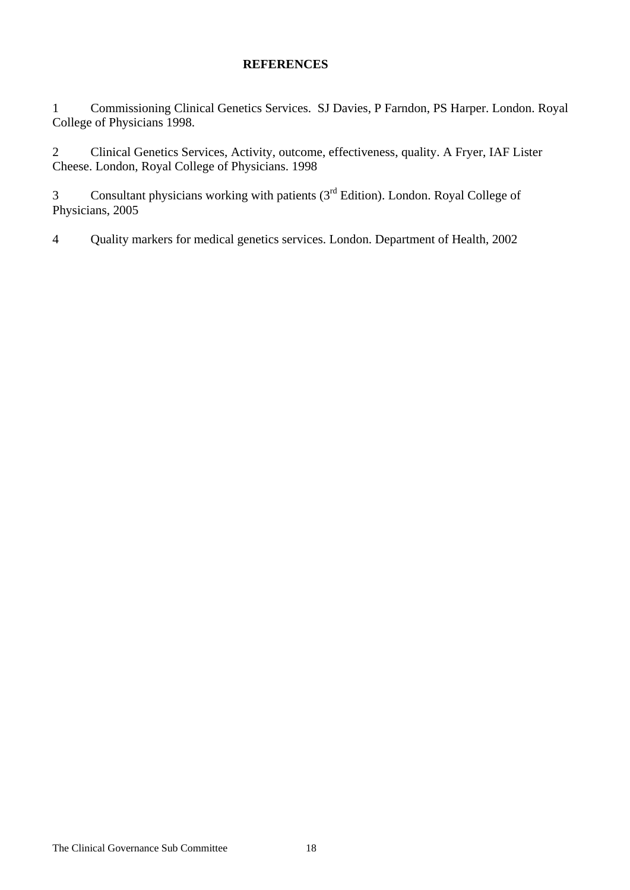**REFERENCES**

1 Commissioning Clinical Genetics Services. SJ Davies, P Farndon, PS Harper. London. Royal College of Physicians 1998.

2 Clinical Genetics Services, Activity, outcome, effectiveness, quality. A Fryer, IAF Lister Cheese. London, Royal College of Physicians. 1998

3 Consultant physicians working with patients (3rd Edition). London. Royal College of Physicians, 2005

4 Quality markers for medical genetics services. London. Department of Health, 2002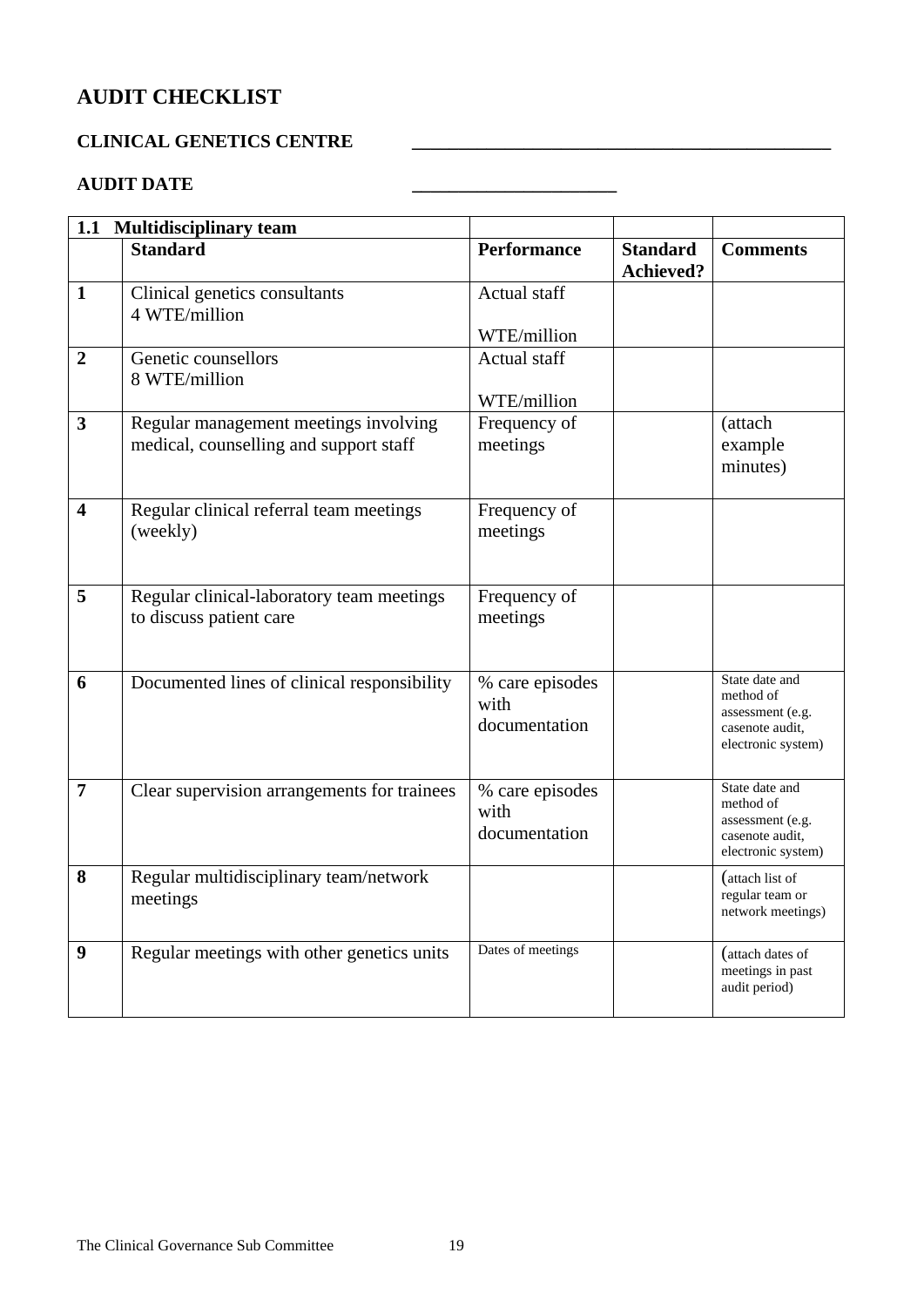## AUDIT CHECKLIST

**CLINICAL GENETICS CENTRE** _______________________________________________

**AUDIT DATE** _____________________

| **1.1 Multidisciplinary team** | | | | |
|---|---|---|---|---|
| | **Standard** | **Performance** | **Standard Achieved?** | **Comments** |
| **1** | Clinical genetics consultants 4 WTE/million | Actual staff<br><br>WTE/million | | |
| **2** | Genetic counsellors 8 WTE/million | Actual staff<br><br>WTE/million | | |
| **3** | Regular management meetings involving medical, counselling and support staff | Frequency of meetings | | (attach example minutes) |
| **4** | Regular clinical referral team meetings (weekly) | Frequency of meetings | | |
| **5** | Regular clinical-laboratory team meetings to discuss patient care | Frequency of meetings | | |
| **6** | Documented lines of clinical responsibility | % care episodes with documentation | | State date and method of assessment (e.g. casenote audit, electronic system) |
| **7** | Clear supervision arrangements for trainees | % care episodes with documentation | | State date and method of assessment (e.g. casenote audit, electronic system) |
| **8** | Regular multidisciplinary team/network meetings | | | (attach list of regular team or network meetings) |
| **9** | Regular meetings with other genetics units | Dates of meetings | | (attach dates of meetings in past audit period) |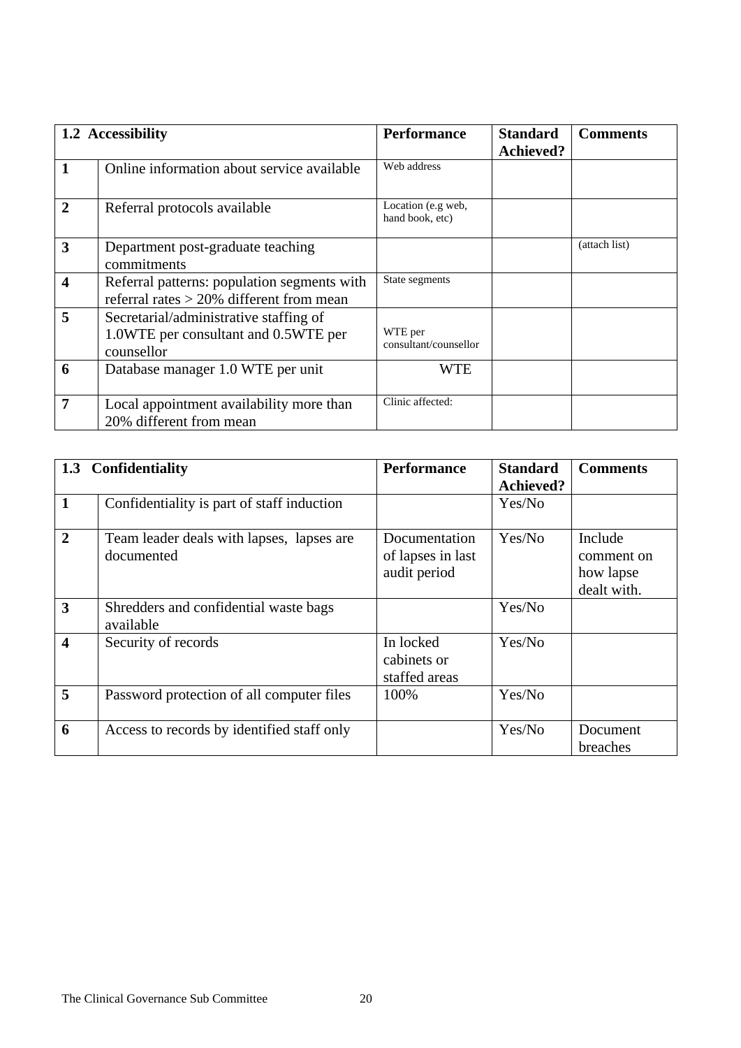| 1.2 Accessibility | | Performance | Standard Achieved? | Comments |
|---|---|---|---|---|
| **1** | Online information about service available | Web address | | |
| **2** | Referral protocols available | Location (e.g web, hand book, etc) | | |
| **3** | Department post-graduate teaching commitments | | | (attach list) |
| **4** | Referral patterns: population segments with referral rates > 20% different from mean | State segments | | |
| **5** | Secretarial/administrative staffing of 1.0WTE per consultant and 0.5WTE per counsellor | WTE per consultant/counsellor | | |
| **6** | Database manager 1.0 WTE per unit | WTE | | |
| **7** | Local appointment availability more than 20% different from mean | Clinic affected: | | |

| 1.3 Confidentiality | | Performance | Standard Achieved? | Comments |
|---|---|---|---|---|
| **1** | Confidentiality is part of staff induction | | Yes/No | |
| **2** | Team leader deals with lapses, lapses are documented | Documentation of lapses in last audit period | Yes/No | Include comment on how lapse dealt with. |
| **3** | Shredders and confidential waste bags available | | Yes/No | |
| **4** | Security of records | In locked cabinets or staffed areas | Yes/No | |
| **5** | Password protection of all computer files | 100% | Yes/No | |
| **6** | Access to records by identified staff only | | Yes/No | Document breaches |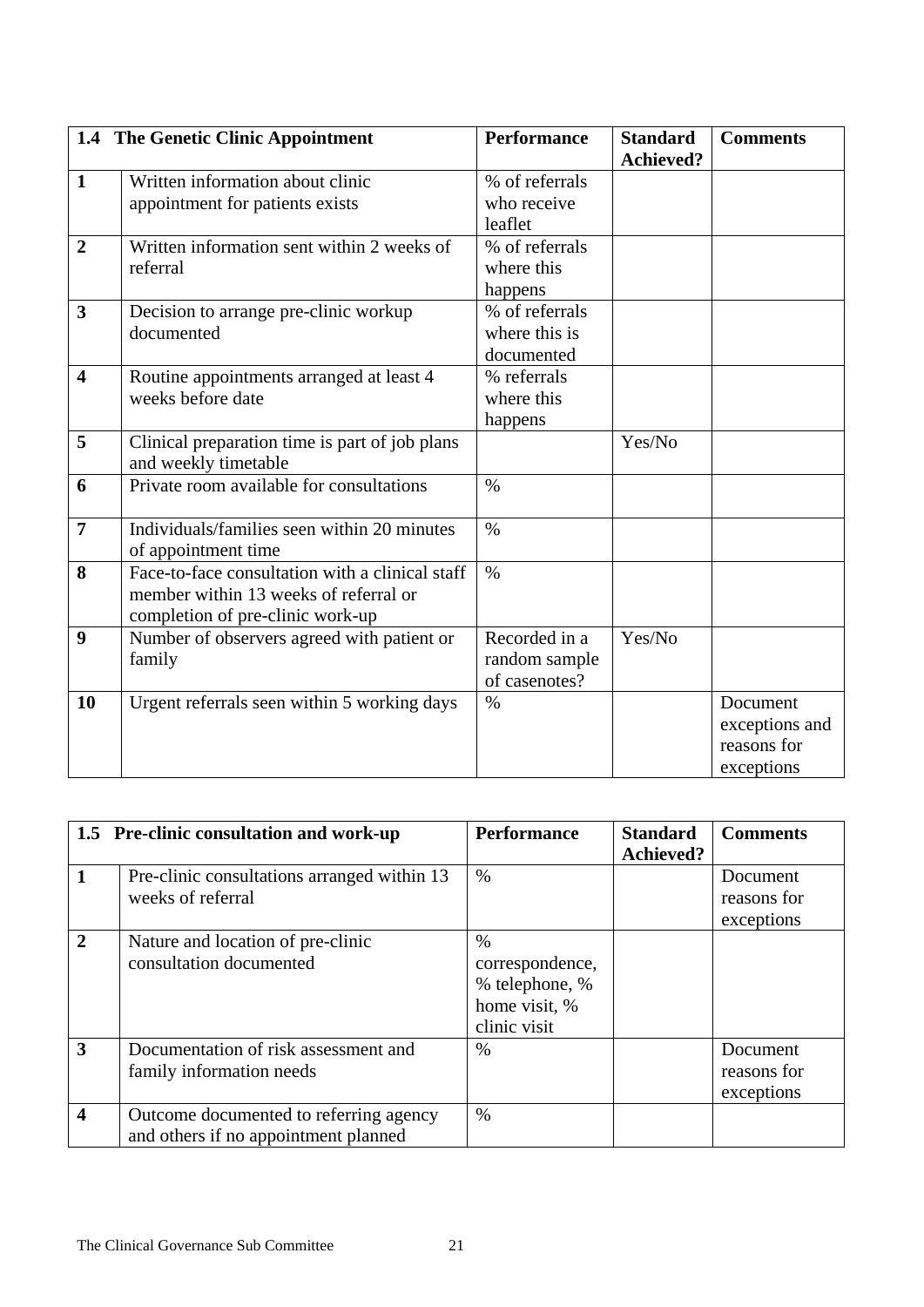| 1.4 The Genetic Clinic Appointment | | Performance | Standard Achieved? | Comments |
|---|---|---|---|---|
| **1** | Written information about clinic appointment for patients exists | % of referrals who receive leaflet | | |
| **2** | Written information sent within 2 weeks of referral | % of referrals where this happens | | |
| **3** | Decision to arrange pre-clinic workup documented | % of referrals where this is documented | | |
| **4** | Routine appointments arranged at least 4 weeks before date | % referrals where this happens | | |
| **5** | Clinical preparation time is part of job plans and weekly timetable | | Yes/No | |
| **6** | Private room available for consultations | % | | |
| **7** | Individuals/families seen within 20 minutes of appointment time | % | | |
| **8** | Face-to-face consultation with a clinical staff member within 13 weeks of referral or completion of pre-clinic work-up | % | | |
| **9** | Number of observers agreed with patient or family | Recorded in a random sample of casenotes? | Yes/No | |
| **10** | Urgent referrals seen within 5 working days | % | | Document exceptions and reasons for exceptions |

| 1.5 Pre-clinic consultation and work-up | | Performance | Standard Achieved? | Comments |
|---|---|---|---|---|
| **1** | Pre-clinic consultations arranged within 13 weeks of referral | % | | Document reasons for exceptions |
| **2** | Nature and location of pre-clinic consultation documented | % correspondence, % telephone, % home visit, % clinic visit | | |
| **3** | Documentation of risk assessment and family information needs | % | | Document reasons for exceptions |
| **4** | Outcome documented to referring agency and others if no appointment planned | % | | |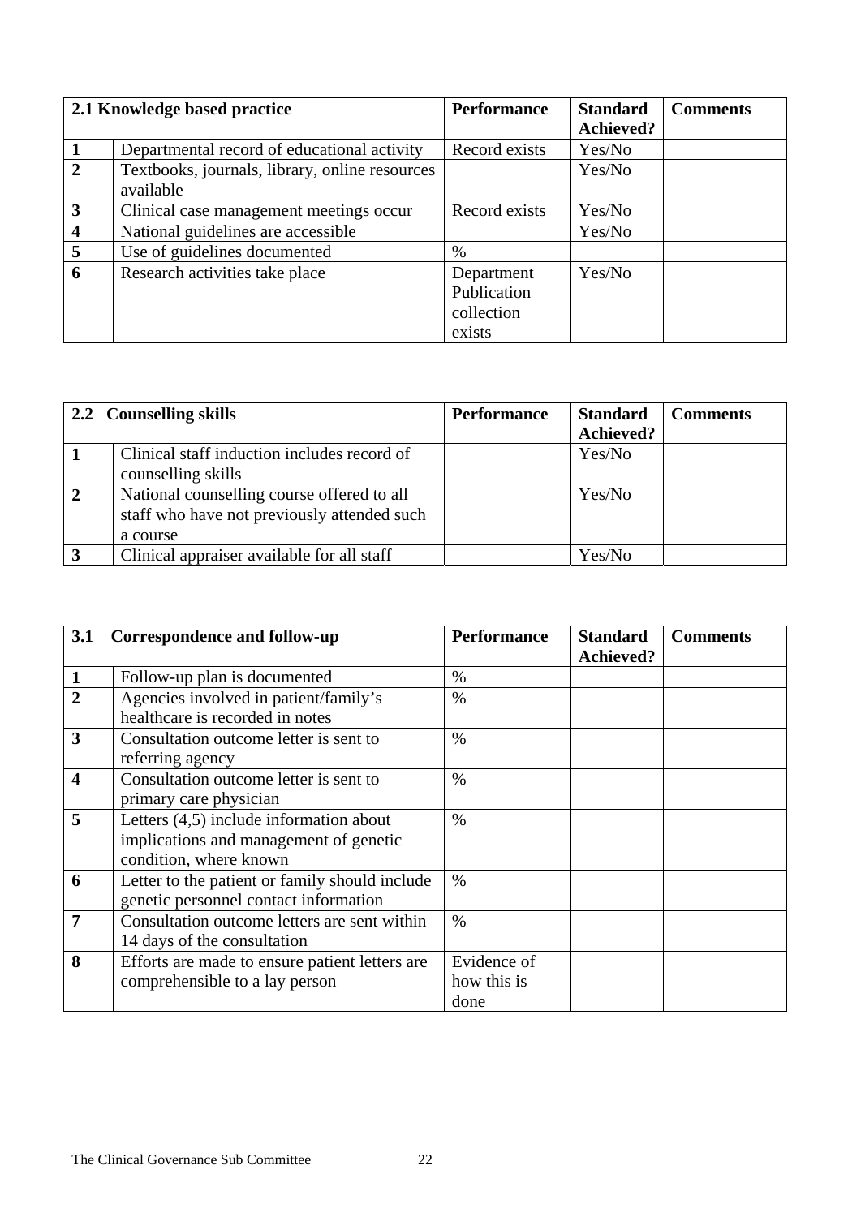| 2.1 Knowledge based practice | | Performance | Standard Achieved? | Comments |
|---|---|---|---|---|
| **1** | Departmental record of educational activity | Record exists | Yes/No | |
| **2** | Textbooks, journals, library, online resources available | | Yes/No | |
| **3** | Clinical case management meetings occur | Record exists | Yes/No | |
| **4** | National guidelines are accessible | | Yes/No | |
| **5** | Use of guidelines documented | % | | |
| **6** | Research activities take place | Department Publication collection exists | Yes/No | |

| 2.2 Counselling skills | | Performance | Standard Achieved? | Comments |
|---|---|---|---|---|
| **1** | Clinical staff induction includes record of counselling skills | | Yes/No | |
| **2** | National counselling course offered to all staff who have not previously attended such a course | | Yes/No | |
| **3** | Clinical appraiser available for all staff | | Yes/No | |

| 3.1 Correspondence and follow-up | | Performance | Standard Achieved? | Comments |
|---|---|---|---|---|
| **1** | Follow-up plan is documented | % | | |
| **2** | Agencies involved in patient/family's healthcare is recorded in notes | % | | |
| **3** | Consultation outcome letter is sent to referring agency | % | | |
| **4** | Consultation outcome letter is sent to primary care physician | % | | |
| **5** | Letters (4,5) include information about implications and management of genetic condition, where known | % | | |
| **6** | Letter to the patient or family should include genetic personnel contact information | % | | |
| **7** | Consultation outcome letters are sent within 14 days of the consultation | % | | |
| **8** | Efforts are made to ensure patient letters are comprehensible to a lay person | Evidence of how this is done | | |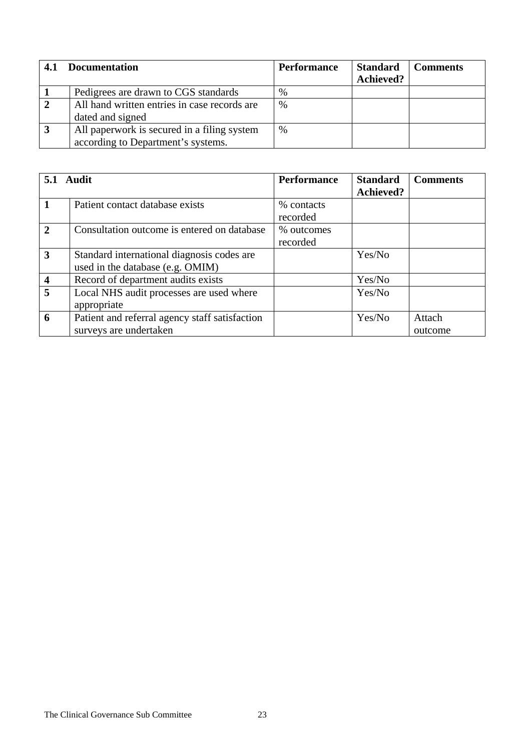| 4.1 | Documentation | Performance | Standard Achieved? | Comments |
|---|---|---|---|---|
| **1** | Pedigrees are drawn to CGS standards | % | | |
| **2** | All hand written entries in case records are dated and signed | % | | |
| **3** | All paperwork is secured in a filing system according to Department's systems. | % | | |

| 5.1 | Audit | Performance | Standard Achieved? | Comments |
|---|---|---|---|---|
| **1** | Patient contact database exists | % contacts recorded | | |
| **2** | Consultation outcome is entered on database | % outcomes recorded | | |
| **3** | Standard international diagnosis codes are used in the database (e.g. OMIM) | | Yes/No | |
| **4** | Record of department audits exists | | Yes/No | |
| **5** | Local NHS audit processes are used where appropriate | | Yes/No | |
| **6** | Patient and referral agency staff satisfaction surveys are undertaken | | Yes/No | Attach outcome |